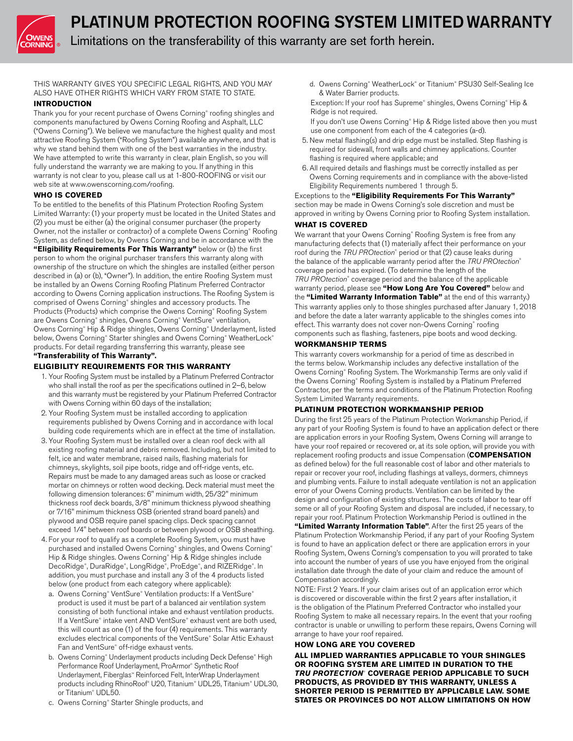# PLATINUM PROTECTION ROOFING SYSTEM LIMITED WARRANTY

Limitations on the transferability of this warranty are set forth herein.

THIS WARRANTY GIVES YOU SPECIFIC LEGAL RIGHTS, AND YOU MAY ALSO HAVE OTHER RIGHTS WHICH VARY FROM STATE TO STATE.

### INTRODUCTION

Thank you for your recent purchase of Owens Corning® roofing shingles and components manufactured by Owens Corning Roofing and Asphalt, LLC ("Owens Corning"). We believe we manufacture the highest quality and most attractive Roofing System ("Roofing System") available anywhere, and that is why we stand behind them with one of the best warranties in the industry. We have attempted to write this warranty in clear, plain English, so you will fully understand the warranty we are making to you. If anything in this warranty is not clear to you, please call us at 1-800-ROOFING or visit our web site at www.owenscorning.com/roofing.

### WHO IS COVERED

To be entitled to the benefits of this Platinum Protection Roofing System Limited Warranty: (1) your property must be located in the United States and (2) you must be either (a) the original consumer purchaser (the property Owner, not the installer or contractor) of a complete Owens Corning® Roofing System, as defined below, by Owens Corning and be in accordance with the **"Eligibility Requirements For This Warranty"** below or (b) the first person to whom the original purchaser transfers this warranty along with ownership of the structure on which the shingles are installed (either person described in (a) or (b), "Owner"). In addition, the entire Roofing System must be installed by an Owens Corning Roofing Platinum Preferred Contractor according to Owens Corning application instructions. The Roofing System is comprised of Owens Corning® shingles and accessory products. The Products (Products) which comprise the Owens Corning® Roofing System are Owens Corning® shingles, Owens Corning® VentSure® ventilation, Owens Corning® Hip & Ridge shingles, Owens Corning® Underlayment, listed below, Owens Corning® Starter shingles and Owens Corning® WeatherLock® products. For detail regarding transferring this warranty, please see **"Transferability of This Warranty".**

### ELIGIBILITY REQUIREMENTS FOR THIS WARRANTY

1. Your Roofing System must be installed by a Platinum Preferred Contractor who shall install the roof as per the specifications outlined in 2–6, below and this warranty must be registered by your Platinum Preferred Contractor with Owens Corning within 60 days of the installation;
2. Your Roofing System must be installed according to application requirements published by Owens Corning and in accordance with local building code requirements which are in effect at the time of installation.
3. Your Roofing System must be installed over a clean roof deck with all existing roofing material and debris removed. Including, but not limited to felt, ice and water membrane, raised nails, flashing materials for chimneys, skylights, soil pipe boots, ridge and off-ridge vents, etc. Repairs must be made to any damaged areas such as loose or cracked mortar on chimneys or rotten wood decking. Deck material must meet the following dimension tolerances: 6" minimum width, 25/32" minimum thickness roof deck boards, 3/8" minimum thickness plywood sheathing or 7/16" minimum thickness OSB (oriented strand board panels) and plywood and OSB require panel spacing clips. Deck spacing cannot exceed 1/4" between roof boards or between plywood or OSB sheathing.
4. For your roof to qualify as a complete Roofing System, you must have purchased and installed Owens Corning® shingles, and Owens Corning® Hip & Ridge shingles. Owens Corning® Hip & Ridge shingles include DecoRidge®, DuraRidge®, LongRidge®, ProEdge®, and RIZERidge®. In addition, you must purchase and install any 3 of the 4 products listed below (one product from each category where applicable):
   a. Owens Corning® VentSure® Ventilation products: If a VentSure® product is used it must be part of a balanced air ventilation system consisting of both functional intake and exhaust ventilation products. If a VentSure® intake vent AND VentSure® exhaust vent are both used, this will count as one (1) of the four (4) requirements. This warranty excludes electrical components of the VentSure® Solar Attic Exhaust Fan and VentSure® off-ridge exhaust vents.
   b. Owens Corning® Underlayment products including Deck Defense® High Performance Roof Underlayment, ProArmor® Synthetic Roof Underlayment, Fiberglas® Reinforced Felt, InterWrap Underlayment products including RhinoRoof® U20, Titanium® UDL25, Titanium® UDL30, or Titanium® UDL50.
   c. Owens Corning® Starter Shingle products, and
   d. Owens Corning® WeatherLock® or Titanium® PSU30 Self-Sealing Ice & Water Barrier products.

   Exception: If your roof has Supreme® shingles, Owens Corning® Hip & Ridge is not required.

   If you don't use Owens Corning® Hip & Ridge listed above then you must use one component from each of the 4 categories (a-d).
5. New metal flashing(s) and drip edge must be installed. Step flashing is required for sidewall, front walls and chimney applications. Counter flashing is required where applicable; and
6. All required details and flashings must be correctly installed as per Owens Corning requirements and in compliance with the above-listed Eligibility Requirements numbered 1 through 5.

Exceptions to the **"Eligibility Requirements For This Warranty"** section may be made in Owens Corning's sole discretion and must be approved in writing by Owens Corning prior to Roofing System installation.

### WHAT IS COVERED

We warrant that your Owens Corning® Roofing System is free from any manufacturing defects that (1) materially affect their performance on your roof during the *TRU PROtection*® period or that (2) cause leaks during the balance of the applicable warranty period after the *TRU PROtection*® coverage period has expired. (To determine the length of the *TRU PROtection*® coverage period and the balance of the applicable warranty period, please see **"How Long Are You Covered"** below and the **"Limited Warranty Information Table"** at the end of this warranty.)

This warranty applies only to those shingles purchased after January 1, 2018 and before the date a later warranty applicable to the shingles comes into effect. This warranty does not cover non-Owens Corning® roofing components such as flashing, fasteners, pipe boots and wood decking.

### WORKMANSHIP TERMS

This warranty covers workmanship for a period of time as described in the terms below. Workmanship includes any defective installation of the Owens Corning® Roofing System. The Workmanship Terms are only valid if the Owens Corning® Roofing System is installed by a Platinum Preferred Contractor, per the terms and conditions of the Platinum Protection Roofing System Limited Warranty requirements.

### PLATINUM PROTECTION WORKMANSHIP PERIOD

During the first 25 years of the Platinum Protection Workmanship Period, if any part of your Roofing System is found to have an application defect or there are application errors in your Roofing System, Owens Corning will arrange to have your roof repaired or recovered or, at its sole option, will provide you with replacement roofing products and issue Compensation (**COMPENSATION** as defined below) for the full reasonable cost of labor and other materials to repair or recover your roof, including flashings at valleys, dormers, chimneys and plumbing vents. Failure to install adequate ventilation is not an application error of your Owens Corning products. Ventilation can be limited by the design and configuration of existing structures. The costs of labor to tear off some or all of your Roofing System and disposal are included, if necessary, to repair your roof. Platinum Protection Workmanship Period is outlined in the **"Limited Warranty Information Table"**. After the first 25 years of the Platinum Protection Workmanship Period, if any part of your Roofing System is found to have an application defect or there are application errors in your Roofing System, Owens Corning's compensation to you will prorated to take into account the number of years of use you have enjoyed from the original installation date through the date of your claim and reduce the amount of Compensation accordingly.

NOTE: First 2 Years. If your claim arises out of an application error which is discovered or discoverable within the first 2 years after installation, it is the obligation of the Platinum Preferred Contractor who installed your Roofing System to make all necessary repairs. In the event that your roofing contractor is unable or unwilling to perform these repairs, Owens Corning will arrange to have your roof repaired.

### HOW LONG ARE YOU COVERED

**ALL IMPLIED WARRANTIES APPLICABLE TO YOUR SHINGLES OR ROOFING SYSTEM ARE LIMITED IN DURATION TO THE *TRU PROTECTION*® COVERAGE PERIOD APPLICABLE TO SUCH PRODUCTS, AS PROVIDED BY THIS WARRANTY, UNLESS A SHORTER PERIOD IS PERMITTED BY APPLICABLE LAW. SOME STATES OR PROVINCES DO NOT ALLOW LIMITATIONS ON HOW**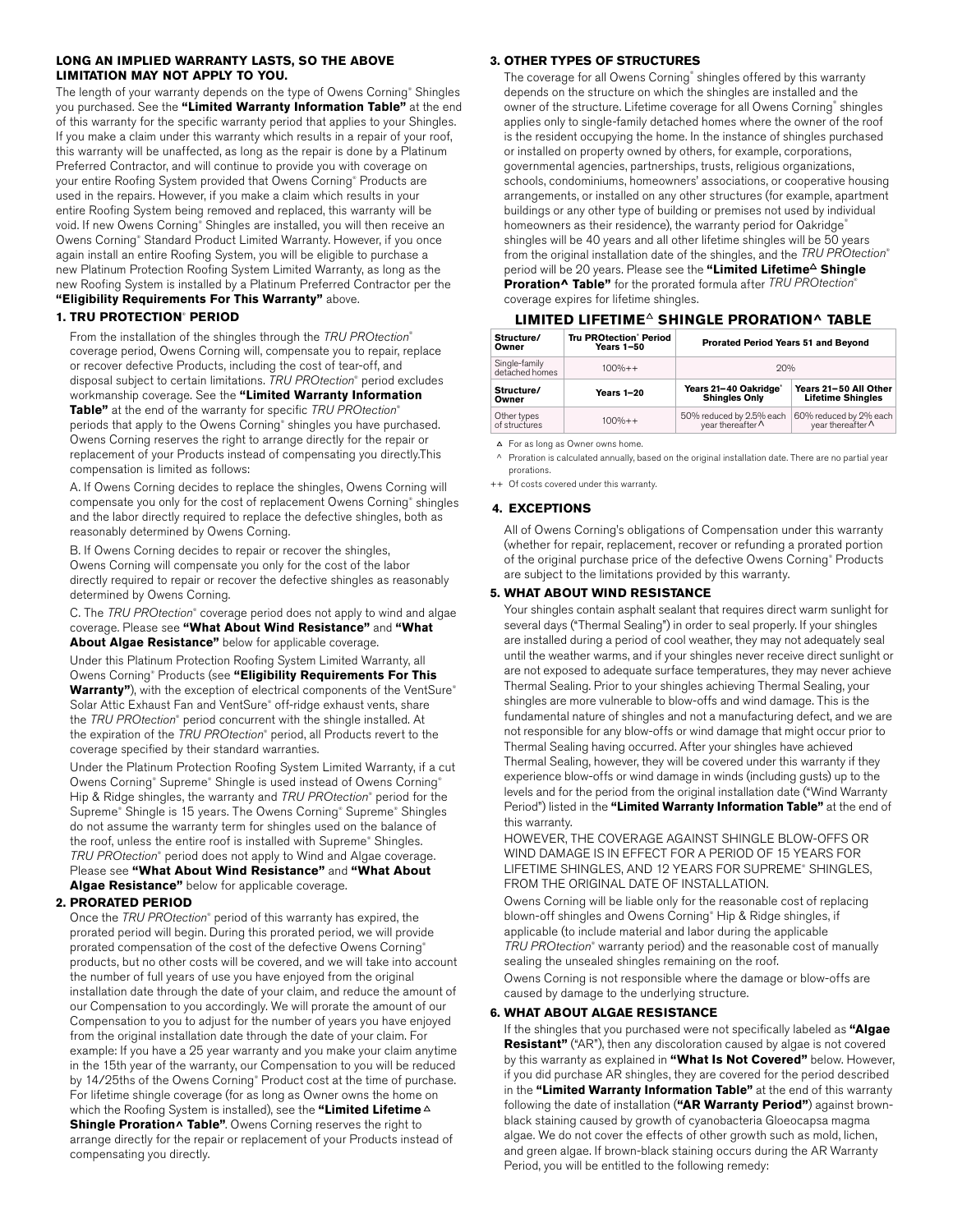**LONG AN IMPLIED WARRANTY LASTS, SO THE ABOVE LIMITATION MAY NOT APPLY TO YOU.**

The length of your warranty depends on the type of Owens Corning® Shingles you purchased. See the **"Limited Warranty Information Table"** at the end of this warranty for the specific warranty period that applies to your Shingles. If you make a claim under this warranty which results in a repair of your roof, this warranty will be unaffected, as long as the repair is done by a Platinum Preferred Contractor, and will continue to provide you with coverage on your entire Roofing System provided that Owens Corning® Products are used in the repairs. However, if you make a claim which results in your entire Roofing System being removed and replaced, this warranty will be void. If new Owens Corning® Shingles are installed, you will then receive an Owens Corning® Standard Product Limited Warranty. However, if you once again install an entire Roofing System, you will be eligible to purchase a new Platinum Protection Roofing System Limited Warranty, as long as the new Roofing System is installed by a Platinum Preferred Contractor per the **"Eligibility Requirements For This Warranty"** above.

### 1. TRU PROTECTION® PERIOD

From the installation of the shingles through the *TRU PROtection®* coverage period, Owens Corning will, compensate you to repair, replace or recover defective Products, including the cost of tear-off, and disposal subject to certain limitations. *TRU PROtection®* period excludes workmanship coverage. See the **"Limited Warranty Information Table"** at the end of the warranty for specific *TRU PROtection®* periods that apply to the Owens Corning® shingles you have purchased. Owens Corning reserves the right to arrange directly for the repair or replacement of your Products instead of compensating you directly.This compensation is limited as follows:

A. If Owens Corning decides to replace the shingles, Owens Corning will compensate you only for the cost of replacement Owens Corning® shingles and the labor directly required to replace the defective shingles, both as reasonably determined by Owens Corning.

B. If Owens Corning decides to repair or recover the shingles, Owens Corning will compensate you only for the cost of the labor directly required to repair or recover the defective shingles as reasonably determined by Owens Corning.

C. The *TRU PROtection®* coverage period does not apply to wind and algae coverage. Please see **"What About Wind Resistance"** and **"What About Algae Resistance"** below for applicable coverage.

Under this Platinum Protection Roofing System Limited Warranty, all Owens Corning® Products (see **"Eligibility Requirements For This Warranty"**), with the exception of electrical components of the VentSure® Solar Attic Exhaust Fan and VentSure® off-ridge exhaust vents, share the *TRU PROtection®* period concurrent with the shingle installed. At the expiration of the *TRU PROtection®* period, all Products revert to the coverage specified by their standard warranties.

Under the Platinum Protection Roofing System Limited Warranty, if a cut Owens Corning® Supreme® Shingle is used instead of Owens Corning® Hip & Ridge shingles, the warranty and *TRU PROtection®* period for the Supreme® Shingle is 15 years. The Owens Corning® Supreme® Shingles do not assume the warranty term for shingles used on the balance of the roof, unless the entire roof is installed with Supreme® Shingles. *TRU PROtection®* period does not apply to Wind and Algae coverage. Please see **"What About Wind Resistance"** and **"What About Algae Resistance"** below for applicable coverage.

### 2. PRORATED PERIOD

Once the *TRU PROtection®* period of this warranty has expired, the prorated period will begin. During this prorated period, we will provide prorated compensation of the cost of the defective Owens Corning® products, but no other costs will be covered, and we will take into account the number of full years of use you have enjoyed from the original installation date through the date of your claim, and reduce the amount of our Compensation to you accordingly. We will prorate the amount of our Compensation to you to adjust for the number of years you have enjoyed from the original installation date through the date of your claim. For example: If you have a 25 year warranty and you make your claim anytime in the 15th year of the warranty, our Compensation to you will be reduced by 14/25ths of the Owens Corning® Product cost at the time of purchase. For lifetime shingle coverage (for as long as Owner owns the home on which the Roofing System is installed), see the **"Limited Lifetime△ Shingle Proration^ Table"**. Owens Corning reserves the right to arrange directly for the repair or replacement of your Products instead of compensating you directly.

### 3. OTHER TYPES OF STRUCTURES

The coverage for all Owens Corning® shingles offered by this warranty depends on the structure on which the shingles are installed and the owner of the structure. Lifetime coverage for all Owens Corning® shingles applies only to single-family detached homes where the owner of the roof is the resident occupying the home. In the instance of shingles purchased or installed on property owned by others, for example, corporations, governmental agencies, partnerships, trusts, religious organizations, schools, condominiums, homeowners' associations, or cooperative housing arrangements, or installed on any other structures (for example, apartment buildings or any other type of building or premises not used by individual homeowners as their residence), the warranty period for Oakridge® shingles will be 40 years and all other lifetime shingles will be 50 years from the original installation date of the shingles, and the *TRU PROtection®* period will be 20 years. Please see the **"Limited Lifetime△ Shingle Proration^ Table"** for the prorated formula after *TRU PROtection®* coverage expires for lifetime shingles.

**LIMITED LIFETIME△ SHINGLE PRORATION^ TABLE**

| Structure/ Owner | Tru PROtection® Period Years 1–50 | Prorated Period Years 51 and Beyond | |
|---|---|---|---|
| Single-family detached homes | 100%++ | 20% | |
| **Structure/ Owner** | **Years 1–20** | **Years 21–40 Oakridge® Shingles Only** | **Years 21–50 All Other Lifetime Shingles** |
| Other types of structures | 100%++ | 50% reduced by 2.5% each year thereafter^ | 60% reduced by 2% each year thereafter^ |

△ For as long as Owner owns home.

^ Proration is calculated annually, based on the original installation date. There are no partial year prorations.

++ Of costs covered under this warranty.

### 4. EXCEPTIONS

All of Owens Corning's obligations of Compensation under this warranty (whether for repair, replacement, recover or refunding a prorated portion of the original purchase price of the defective Owens Corning® Products are subject to the limitations provided by this warranty.

### 5. WHAT ABOUT WIND RESISTANCE

Your shingles contain asphalt sealant that requires direct warm sunlight for several days ("Thermal Sealing") in order to seal properly. If your shingles are installed during a period of cool weather, they may not adequately seal until the weather warms, and if your shingles never receive direct sunlight or are not exposed to adequate surface temperatures, they may never achieve Thermal Sealing. Prior to your shingles achieving Thermal Sealing, your shingles are more vulnerable to blow-offs and wind damage. This is the fundamental nature of shingles and not a manufacturing defect, and we are not responsible for any blow-offs or wind damage that might occur prior to Thermal Sealing having occurred. After your shingles have achieved Thermal Sealing, however, they will be covered under this warranty if they experience blow-offs or wind damage in winds (including gusts) up to the levels and for the period from the original installation date ("Wind Warranty Period") listed in the **"Limited Warranty Information Table"** at the end of this warranty.

HOWEVER, THE COVERAGE AGAINST SHINGLE BLOW-OFFS OR WIND DAMAGE IS IN EFFECT FOR A PERIOD OF 15 YEARS FOR LIFETIME SHINGLES, AND 12 YEARS FOR SUPREME® SHINGLES, FROM THE ORIGINAL DATE OF INSTALLATION.

Owens Corning will be liable only for the reasonable cost of replacing blown-off shingles and Owens Corning® Hip & Ridge shingles, if applicable (to include material and labor during the applicable *TRU PROtection®* warranty period) and the reasonable cost of manually sealing the unsealed shingles remaining on the roof.

Owens Corning is not responsible where the damage or blow-offs are caused by damage to the underlying structure.

### 6. WHAT ABOUT ALGAE RESISTANCE

If the shingles that you purchased were not specifically labeled as **"Algae Resistant"** ("AR"), then any discoloration caused by algae is not covered by this warranty as explained in **"What Is Not Covered"** below. However, if you did purchase AR shingles, they are covered for the period described in the **"Limited Warranty Information Table"** at the end of this warranty following the date of installation (**"AR Warranty Period"**) against brown-black staining caused by growth of cyanobacteria Gloeocapsa magma algae. We do not cover the effects of other growth such as mold, lichen, and green algae. If brown-black staining occurs during the AR Warranty Period, you will be entitled to the following remedy: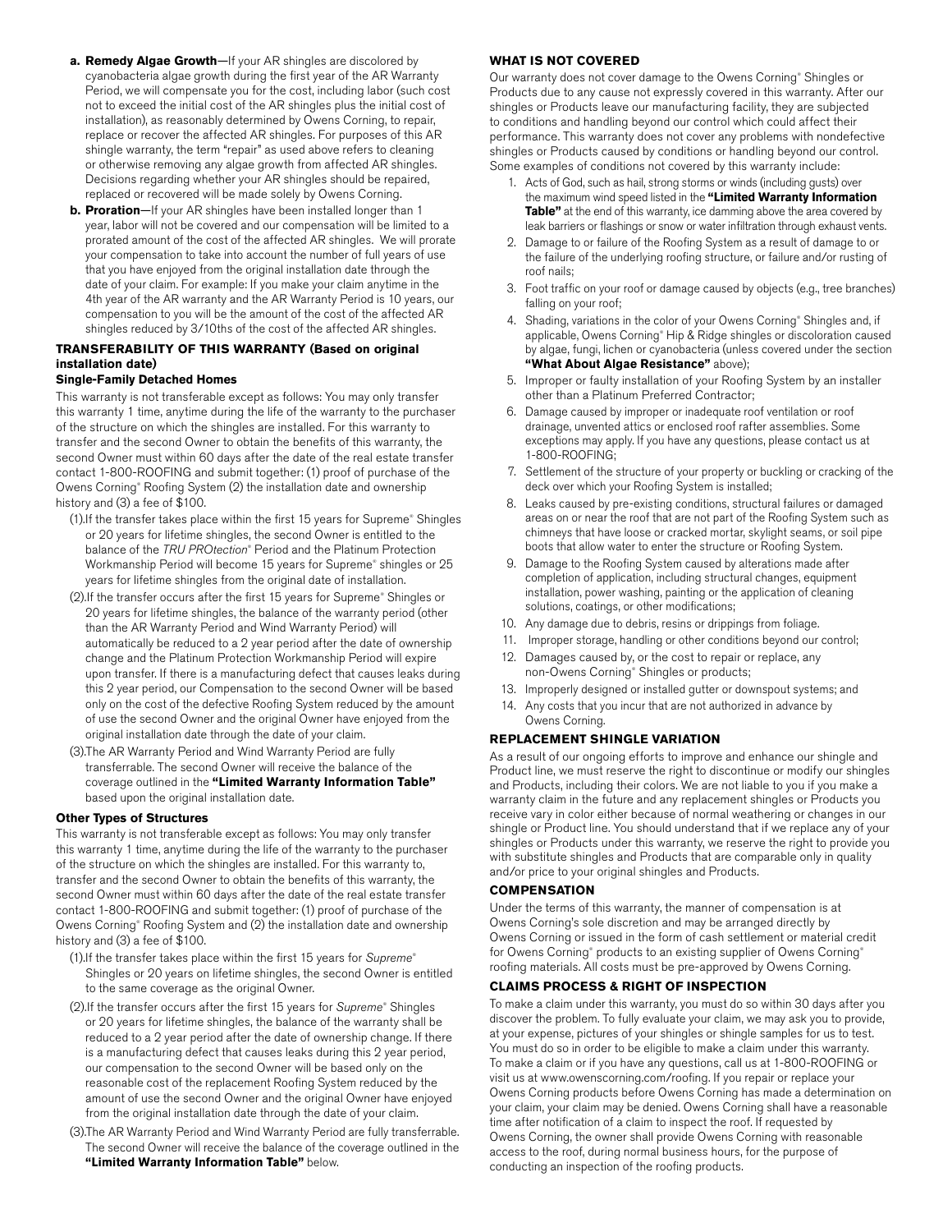a. **Remedy Algae Growth**—If your AR shingles are discolored by cyanobacteria algae growth during the first year of the AR Warranty Period, we will compensate you for the cost, including labor (such cost not to exceed the initial cost of the AR shingles plus the initial cost of installation), as reasonably determined by Owens Corning, to repair, replace or recover the affected AR shingles. For purposes of this AR shingle warranty, the term "repair" as used above refers to cleaning or otherwise removing any algae growth from affected AR shingles. Decisions regarding whether your AR shingles should be repaired, replaced or recovered will be made solely by Owens Corning.

b. **Proration**—If your AR shingles have been installed longer than 1 year, labor will not be covered and our compensation will be limited to a prorated amount of the cost of the affected AR shingles. We will prorate your compensation to take into account the number of full years of use that you have enjoyed from the original installation date through the date of your claim. For example: If you make your claim anytime in the 4th year of the AR warranty and the AR Warranty Period is 10 years, our compensation to you will be the amount of the cost of the affected AR shingles reduced by 3/10ths of the cost of the affected AR shingles.

### TRANSFERABILITY OF THIS WARRANTY (Based on original installation date)

**Single-Family Detached Homes**

This warranty is not transferable except as follows: You may only transfer this warranty 1 time, anytime during the life of the warranty to the purchaser of the structure on which the shingles are installed. For this warranty to transfer and the second Owner to obtain the benefits of this warranty, the second Owner must within 60 days after the date of the real estate transfer contact 1-800-ROOFING and submit together: (1) proof of purchase of the Owens Corning® Roofing System (2) the installation date and ownership history and (3) a fee of $100.

(1).If the transfer takes place within the first 15 years for Supreme® Shingles or 20 years for lifetime shingles, the second Owner is entitled to the balance of the *TRU PROtection*® Period and the Platinum Protection Workmanship Period will become 15 years for Supreme® shingles or 25 years for lifetime shingles from the original date of installation.

(2).If the transfer occurs after the first 15 years for Supreme® Shingles or 20 years for lifetime shingles, the balance of the warranty period (other than the AR Warranty Period and Wind Warranty Period) will automatically be reduced to a 2 year period after the date of ownership change and the Platinum Protection Workmanship Period will expire upon transfer. If there is a manufacturing defect that causes leaks during this 2 year period, our Compensation to the second Owner will be based only on the cost of the defective Roofing System reduced by the amount of use the second Owner and the original Owner have enjoyed from the original installation date through the date of your claim.

(3).The AR Warranty Period and Wind Warranty Period are fully transferrable. The second Owner will receive the balance of the coverage outlined in the **"Limited Warranty Information Table"** based upon the original installation date.

**Other Types of Structures**

This warranty is not transferable except as follows: You may only transfer this warranty 1 time, anytime during the life of the warranty to the purchaser of the structure on which the shingles are installed. For this warranty to, transfer and the second Owner to obtain the benefits of this warranty, the second Owner must within 60 days after the date of the real estate transfer contact 1-800-ROOFING and submit together: (1) proof of purchase of the Owens Corning® Roofing System and (2) the installation date and ownership history and (3) a fee of $100.

(1).If the transfer takes place within the first 15 years for *Supreme*® Shingles or 20 years on lifetime shingles, the second Owner is entitled to the same coverage as the original Owner.

(2).If the transfer occurs after the first 15 years for *Supreme*® Shingles or 20 years for lifetime shingles, the balance of the warranty shall be reduced to a 2 year period after the date of ownership change. If there is a manufacturing defect that causes leaks during this 2 year period, our compensation to the second Owner will be based only on the reasonable cost of the replacement Roofing System reduced by the amount of use the second Owner and the original Owner have enjoyed from the original installation date through the date of your claim.

(3).The AR Warranty Period and Wind Warranty Period are fully transferrable. The second Owner will receive the balance of the coverage outlined in the **"Limited Warranty Information Table"** below.

### WHAT IS NOT COVERED

Our warranty does not cover damage to the Owens Corning® Shingles or Products due to any cause not expressly covered in this warranty. After our shingles or Products leave our manufacturing facility, they are subjected to conditions and handling beyond our control which could affect their performance. This warranty does not cover any problems with nondefective shingles or Products caused by conditions or handling beyond our control. Some examples of conditions not covered by this warranty include:

1. Acts of God, such as hail, strong storms or winds (including gusts) over the maximum wind speed listed in the **"Limited Warranty Information Table"** at the end of this warranty, ice damming above the area covered by leak barriers or flashings or snow or water infiltration through exhaust vents.
2. Damage to or failure of the Roofing System as a result of damage to or the failure of the underlying roofing structure, or failure and/or rusting of roof nails;
3. Foot traffic on your roof or damage caused by objects (e.g., tree branches) falling on your roof;
4. Shading, variations in the color of your Owens Corning® Shingles and, if applicable, Owens Corning® Hip & Ridge shingles or discoloration caused by algae, fungi, lichen or cyanobacteria (unless covered under the section **"What About Algae Resistance"** above);
5. Improper or faulty installation of your Roofing System by an installer other than a Platinum Preferred Contractor;
6. Damage caused by improper or inadequate roof ventilation or roof drainage, unvented attics or enclosed roof rafter assemblies. Some exceptions may apply. If you have any questions, please contact us at 1-800-ROOFING;
7. Settlement of the structure of your property or buckling or cracking of the deck over which your Roofing System is installed;
8. Leaks caused by pre-existing conditions, structural failures or damaged areas on or near the roof that are not part of the Roofing System such as chimneys that have loose or cracked mortar, skylight seams, or soil pipe boots that allow water to enter the structure or Roofing System.
9. Damage to the Roofing System caused by alterations made after completion of application, including structural changes, equipment installation, power washing, painting or the application of cleaning solutions, coatings, or other modifications;
10. Any damage due to debris, resins or drippings from foliage.
11. Improper storage, handling or other conditions beyond our control;
12. Damages caused by, or the cost to repair or replace, any non-Owens Corning® Shingles or products;
13. Improperly designed or installed gutter or downspout systems; and
14. Any costs that you incur that are not authorized in advance by Owens Corning.

### REPLACEMENT SHINGLE VARIATION

As a result of our ongoing efforts to improve and enhance our shingle and Product line, we must reserve the right to discontinue or modify our shingles and Products, including their colors. We are not liable to you if you make a warranty claim in the future and any replacement shingles or Products you receive vary in color either because of normal weathering or changes in our shingle or Product line. You should understand that if we replace any of your shingles or Products under this warranty, we reserve the right to provide you with substitute shingles and Products that are comparable only in quality and/or price to your original shingles and Products.

### COMPENSATION

Under the terms of this warranty, the manner of compensation is at Owens Corning's sole discretion and may be arranged directly by Owens Corning or issued in the form of cash settlement or material credit for Owens Corning® products to an existing supplier of Owens Corning® roofing materials. All costs must be pre-approved by Owens Corning.

### CLAIMS PROCESS & RIGHT OF INSPECTION

To make a claim under this warranty, you must do so within 30 days after you discover the problem. To fully evaluate your claim, we may ask you to provide, at your expense, pictures of your shingles or shingle samples for us to test. You must do so in order to be eligible to make a claim under this warranty. To make a claim or if you have any questions, call us at 1-800-ROOFING or visit us at www.owenscorning.com/roofing. If you repair or replace your Owens Corning products before Owens Corning has made a determination on your claim, your claim may be denied. Owens Corning shall have a reasonable time after notification of a claim to inspect the roof. If requested by Owens Corning, the owner shall provide Owens Corning with reasonable access to the roof, during normal business hours, for the purpose of conducting an inspection of the roofing products.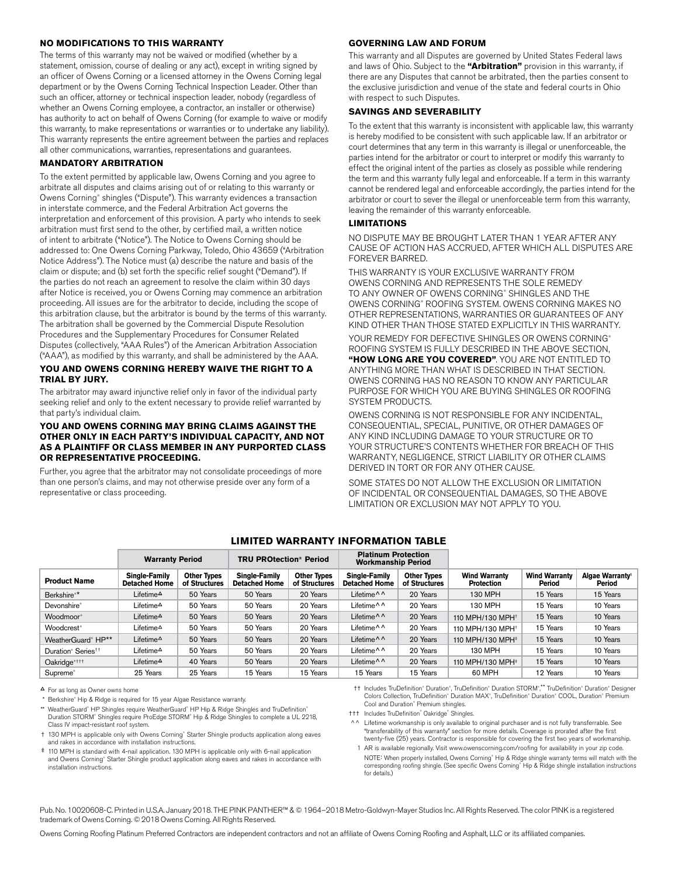### NO MODIFICATIONS TO THIS WARRANTY

The terms of this warranty may not be waived or modified (whether by a statement, omission, course of dealing or any act), except in writing signed by an officer of Owens Corning or a licensed attorney in the Owens Corning legal department or by the Owens Corning Technical Inspection Leader. Other than such an officer, attorney or technical inspection leader, nobody (regardless of whether an Owens Corning employee, a contractor, an installer or otherwise) has authority to act on behalf of Owens Corning (for example to waive or modify this warranty, to make representations or warranties or to undertake any liability). This warranty represents the entire agreement between the parties and replaces all other communications, warranties, representations and guarantees.

### MANDATORY ARBITRATION

To the extent permitted by applicable law, Owens Corning and you agree to arbitrate all disputes and claims arising out of or relating to this warranty or Owens Corning® shingles ("Dispute"). This warranty evidences a transaction in interstate commerce, and the Federal Arbitration Act governs the interpretation and enforcement of this provision. A party who intends to seek arbitration must first send to the other, by certified mail, a written notice of intent to arbitrate ("Notice"). The Notice to Owens Corning should be addressed to: One Owens Corning Parkway, Toledo, Ohio 43659 ("Arbitration Notice Address"). The Notice must (a) describe the nature and basis of the claim or dispute; and (b) set forth the specific relief sought ("Demand"). If the parties do not reach an agreement to resolve the claim within 30 days after Notice is received, you or Owens Corning may commence an arbitration proceeding. All issues are for the arbitrator to decide, including the scope of this arbitration clause, but the arbitrator is bound by the terms of this warranty. The arbitration shall be governed by the Commercial Dispute Resolution Procedures and the Supplementary Procedures for Consumer Related Disputes (collectively, "AAA Rules") of the American Arbitration Association ("AAA"), as modified by this warranty, and shall be administered by the AAA.

**YOU AND OWENS CORNING HEREBY WAIVE THE RIGHT TO A TRIAL BY JURY.**

The arbitrator may award injunctive relief only in favor of the individual party seeking relief and only to the extent necessary to provide relief warranted by that party's individual claim.

**YOU AND OWENS CORNING MAY BRING CLAIMS AGAINST THE OTHER ONLY IN EACH PARTY'S INDIVIDUAL CAPACITY, AND NOT AS A PLAINTIFF OR CLASS MEMBER IN ANY PURPORTED CLASS OR REPRESENTATIVE PROCEEDING.**

Further, you agree that the arbitrator may not consolidate proceedings of more than one person's claims, and may not otherwise preside over any form of a representative or class proceeding.

### GOVERNING LAW AND FORUM

This warranty and all Disputes are governed by United States Federal laws and laws of Ohio. Subject to the **"Arbitration"** provision in this warranty, if there are any Disputes that cannot be arbitrated, then the parties consent to the exclusive jurisdiction and venue of the state and federal courts in Ohio with respect to such Disputes.

### SAVINGS AND SEVERABILITY

To the extent that this warranty is inconsistent with applicable law, this warranty is hereby modified to be consistent with such applicable law. If an arbitrator or court determines that any term in this warranty is illegal or unenforceable, the parties intend for the arbitrator or court to interpret or modify this warranty to effect the original intent of the parties as closely as possible while rendering the term and this warranty fully legal and enforceable. If a term in this warranty cannot be rendered legal and enforceable accordingly, the parties intend for the arbitrator or court to sever the illegal or unenforceable term from this warranty, leaving the remainder of this warranty enforceable.

### LIMITATIONS

NO DISPUTE MAY BE BROUGHT LATER THAN 1 YEAR AFTER ANY CAUSE OF ACTION HAS ACCRUED, AFTER WHICH ALL DISPUTES ARE FOREVER BARRED.

THIS WARRANTY IS YOUR EXCLUSIVE WARRANTY FROM OWENS CORNING AND REPRESENTS THE SOLE REMEDY TO ANY OWNER OF OWENS CORNING® SHINGLES AND THE OWENS CORNING® ROOFING SYSTEM. OWENS CORNING MAKES NO OTHER REPRESENTATIONS, WARRANTIES OR GUARANTEES OF ANY KIND OTHER THAN THOSE STATED EXPLICITLY IN THIS WARRANTY.

YOUR REMEDY FOR DEFECTIVE SHINGLES OR OWENS CORNING® ROOFING SYSTEM IS FULLY DESCRIBED IN THE ABOVE SECTION, **"HOW LONG ARE YOU COVERED"**. YOU ARE NOT ENTITLED TO ANYTHING MORE THAN WHAT IS DESCRIBED IN THAT SECTION. OWENS CORNING HAS NO REASON TO KNOW ANY PARTICULAR PURPOSE FOR WHICH YOU ARE BUYING SHINGLES OR ROOFING SYSTEM PRODUCTS.

OWENS CORNING IS NOT RESPONSIBLE FOR ANY INCIDENTAL, CONSEQUENTIAL, SPECIAL, PUNITIVE, OR OTHER DAMAGES OF ANY KIND INCLUDING DAMAGE TO YOUR STRUCTURE OR TO YOUR STRUCTURE'S CONTENTS WHETHER FOR BREACH OF THIS WARRANTY, NEGLIGENCE, STRICT LIABILITY OR OTHER CLAIMS DERIVED IN TORT OR FOR ANY OTHER CAUSE.

SOME STATES DO NOT ALLOW THE EXCLUSION OR LIMITATION OF INCIDENTAL OR CONSEQUENTIAL DAMAGES, SO THE ABOVE LIMITATION OR EXCLUSION MAY NOT APPLY TO YOU.

### LIMITED WARRANTY INFORMATION TABLE

| | Warranty Period | | TRU PROtection® Period | | Platinum Protection Workmanship Period | | | | |
|---|---|---|---|---|---|---|---|---|---|
| **Product Name** | **Single-Family Detached Home** | **Other Types of Structures** | **Single-Family Detached Home** | **Other Types of Structures** | **Single-Family Detached Home** | **Other Types of Structures** | **Wind Warranty Protection** | **Wind Warranty Period** | **Algae Warranty[1] Period** |
| Berkshire®* | Lifetime△ | 50 Years | 50 Years | 20 Years | Lifetime^^ | 20 Years | 130 MPH | 15 Years | 15 Years |
| Devonshire® | Lifetime△ | 50 Years | 50 Years | 20 Years | Lifetime^^ | 20 Years | 130 MPH | 15 Years | 10 Years |
| Woodmoor® | Lifetime△ | 50 Years | 50 Years | 20 Years | Lifetime^^ | 20 Years | 110 MPH/130 MPH† | 15 Years | 10 Years |
| Woodcrest® | Lifetime△ | 50 Years | 50 Years | 20 Years | Lifetime^^ | 20 Years | 110 MPH/130 MPH† | 15 Years | 10 Years |
| WeatherGuard® HP** | Lifetime△ | 50 Years | 50 Years | 20 Years | Lifetime^^ | 20 Years | 110 MPH/130 MPH‡ | 15 Years | 10 Years |
| Duration® Series†† | Lifetime△ | 50 Years | 50 Years | 20 Years | Lifetime^^ | 20 Years | 130 MPH | 15 Years | 10 Years |
| Oakridge®††† | Lifetime△ | 40 Years | 50 Years | 20 Years | Lifetime^^ | 20 Years | 110 MPH/130 MPH‡ | 15 Years | 10 Years |
| Supreme® | 25 Years | 25 Years | 15 Years | 15 Years | 15 Years | 15 Years | 60 MPH | 12 Years | 10 Years |

△ For as long as Owner owns home

\* Berkshire® Hip & Ridge is required for 15 year Algae Resistance warranty.

** WeatherGuard® HP Shingles require WeatherGuard® HP Hip & Ridge Shingles and TruDefinition® Duration STORM® Shingles require ProEdge STORM® Hip & Ridge Shingles to complete a UL 2218, Class IV impact-resistant roof system.

† 130 MPH is applicable only with Owens Corning® Starter Shingle products application along eaves and rakes in accordance with installation instructions.

‡ 110 MPH is standard with 4-nail application. 130 MPH is applicable only with 6-nail application and Owens Corning® Starter Shingle product application along eaves and rakes in accordance with installation instructions.

†† Includes TruDefinition® Duration®, TruDefinition® Duration STORM®,** TruDefinition® Duration® Designer Colors Collection, TruDefinition® Duration MAX®, TruDefinition® Duration® COOL, Duration® Premium Cool and Duration® Premium shingles.

††† Includes TruDefinition® Oakridge® Shingles.

^^ Lifetime workmanship is only available to original purchaser and is not fully transferrable. See "transferability of this warranty" section for more details. Coverage is prorated after the first twenty-five (25) years. Contractor is responsible for covering the first two years of workmanship.

1 AR is available regionally. Visit www.owenscorning.com/roofing for availability in your zip code.

NOTE: When properly installed, Owens Corning® Hip & Ridge shingle warranty terms will match with the corresponding roofing shingle. (See specific Owens Corning® Hip & Ridge shingle installation instructions for details.)

Pub. No. 10020608-C. Printed in U.S.A. January 2018. THE PINK PANTHER™ & © 1964–2018 Metro-Goldwyn-Mayer Studios Inc. All Rights Reserved. The color PINK is a registered trademark of Owens Corning. © 2018 Owens Corning. All Rights Reserved.

Owens Corning Roofing Platinum Preferred Contractors are independent contractors and not an affiliate of Owens Corning Roofing and Asphalt, LLC or its affiliated companies.